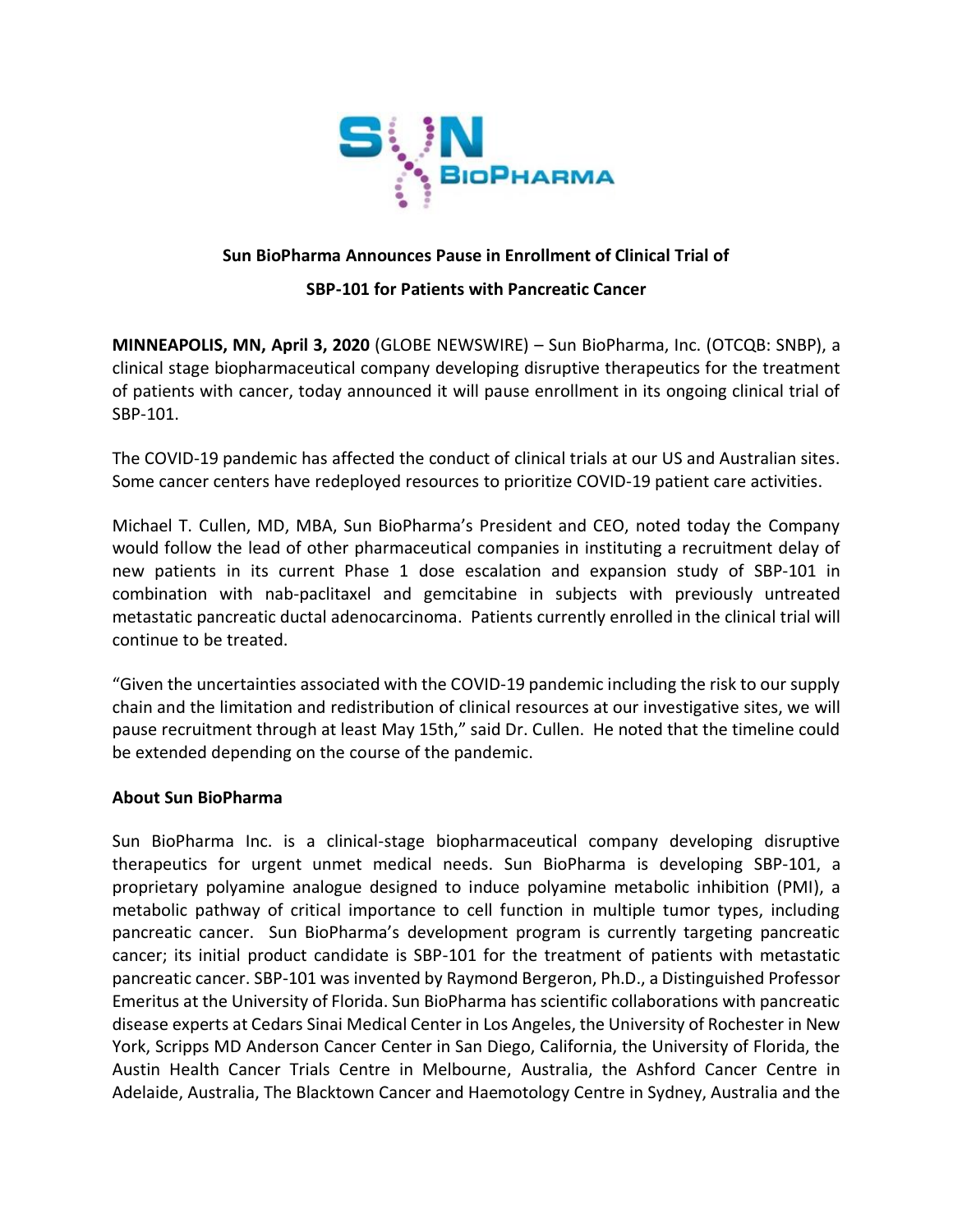**Sun BioPharma Announces Pause in Enrollment of Clinical Trial of**

**SBP-101 for Patients with Pancreatic Cancer**

**MINNEAPOLIS, MN, April 3, 2020** (GLOBE NEWSWIRE) – Sun BioPharma, Inc. (OTCQB: SNBP), a clinical stage biopharmaceutical company developing disruptive therapeutics for the treatment of patients with cancer, today announced it will pause enrollment in its ongoing clinical trial of SBP-101.

The COVID-19 pandemic has affected the conduct of clinical trials at our US and Australian sites. Some cancer centers have redeployed resources to prioritize COVID-19 patient care activities.

Michael T. Cullen, MD, MBA, Sun BioPharma's President and CEO, noted today the Company would follow the lead of other pharmaceutical companies in instituting a recruitment delay of new patients in its current Phase 1 dose escalation and expansion study of SBP-101 in combination with nab-paclitaxel and gemcitabine in subjects with previously untreated metastatic pancreatic ductal adenocarcinoma. Patients currently enrolled in the clinical trial will continue to be treated.

"Given the uncertainties associated with the COVID-19 pandemic including the risk to our supply chain and the limitation and redistribution of clinical resources at our investigative sites, we will pause recruitment through at least May 15th," said Dr. Cullen. He noted that the timeline could be extended depending on the course of the pandemic.

**About Sun BioPharma**

Sun BioPharma Inc. is a clinical-stage biopharmaceutical company developing disruptive therapeutics for urgent unmet medical needs. Sun BioPharma is developing SBP-101, a proprietary polyamine analogue designed to induce polyamine metabolic inhibition (PMI), a metabolic pathway of critical importance to cell function in multiple tumor types, including pancreatic cancer. Sun BioPharma's development program is currently targeting pancreatic cancer; its initial product candidate is SBP-101 for the treatment of patients with metastatic pancreatic cancer. SBP-101 was invented by Raymond Bergeron, Ph.D., a Distinguished Professor Emeritus at the University of Florida. Sun BioPharma has scientific collaborations with pancreatic disease experts at Cedars Sinai Medical Center in Los Angeles, the University of Rochester in New York, Scripps MD Anderson Cancer Center in San Diego, California, the University of Florida, the Austin Health Cancer Trials Centre in Melbourne, Australia, the Ashford Cancer Centre in Adelaide, Australia, The Blacktown Cancer and Haemotology Centre in Sydney, Australia and the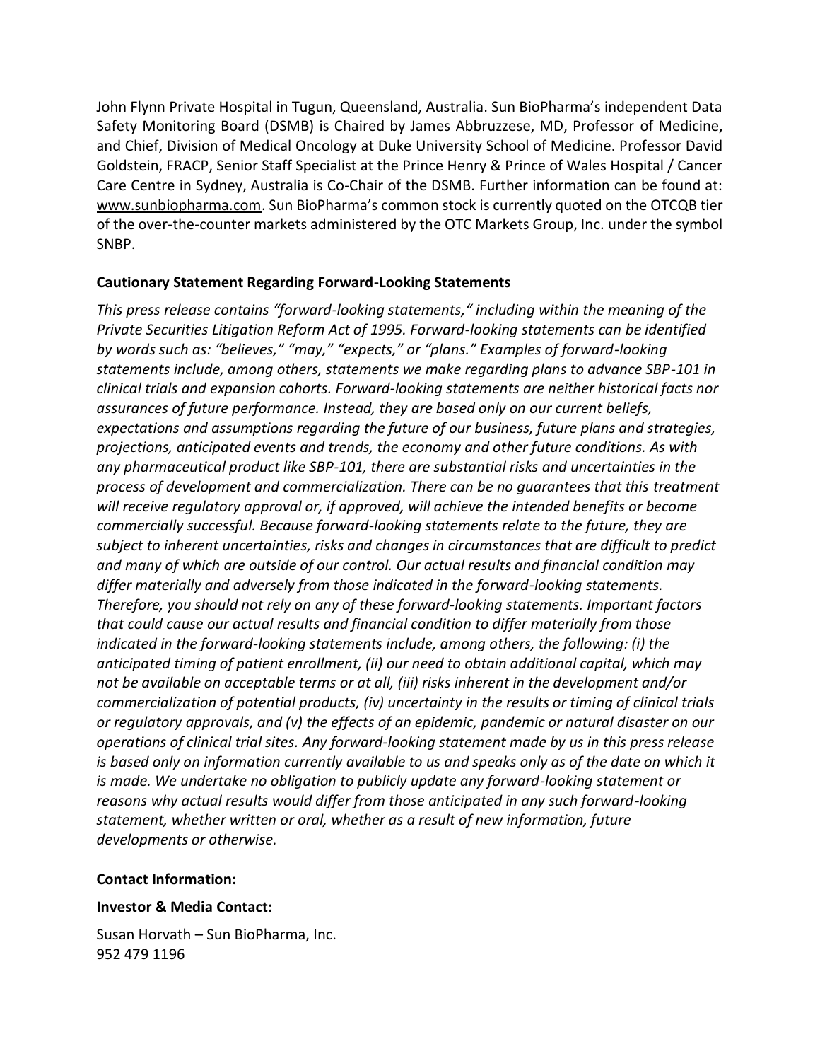John Flynn Private Hospital in Tugun, Queensland, Australia. Sun BioPharma's independent Data Safety Monitoring Board (DSMB) is Chaired by James Abbruzzese, MD, Professor of Medicine, and Chief, Division of Medical Oncology at Duke University School of Medicine. Professor David Goldstein, FRACP, Senior Staff Specialist at the Prince Henry & Prince of Wales Hospital / Cancer Care Centre in Sydney, Australia is Co-Chair of the DSMB. Further information can be found at: www.sunbiopharma.com. Sun BioPharma's common stock is currently quoted on the OTCQB tier of the over-the-counter markets administered by the OTC Markets Group, Inc. under the symbol SNBP.

**Cautionary Statement Regarding Forward-Looking Statements**

*This press release contains "forward-looking statements," including within the meaning of the Private Securities Litigation Reform Act of 1995. Forward-looking statements can be identified by words such as: "believes," "may," "expects," or "plans." Examples of forward-looking statements include, among others, statements we make regarding plans to advance SBP-101 in clinical trials and expansion cohorts. Forward-looking statements are neither historical facts nor assurances of future performance. Instead, they are based only on our current beliefs, expectations and assumptions regarding the future of our business, future plans and strategies, projections, anticipated events and trends, the economy and other future conditions. As with any pharmaceutical product like SBP-101, there are substantial risks and uncertainties in the process of development and commercialization. There can be no guarantees that this treatment will receive regulatory approval or, if approved, will achieve the intended benefits or become commercially successful. Because forward-looking statements relate to the future, they are subject to inherent uncertainties, risks and changes in circumstances that are difficult to predict and many of which are outside of our control. Our actual results and financial condition may differ materially and adversely from those indicated in the forward-looking statements. Therefore, you should not rely on any of these forward-looking statements. Important factors that could cause our actual results and financial condition to differ materially from those indicated in the forward-looking statements include, among others, the following: (i) the anticipated timing of patient enrollment, (ii) our need to obtain additional capital, which may not be available on acceptable terms or at all, (iii) risks inherent in the development and/or commercialization of potential products, (iv) uncertainty in the results or timing of clinical trials or regulatory approvals, and (v) the effects of an epidemic, pandemic or natural disaster on our operations of clinical trial sites. Any forward-looking statement made by us in this press release is based only on information currently available to us and speaks only as of the date on which it is made. We undertake no obligation to publicly update any forward-looking statement or reasons why actual results would differ from those anticipated in any such forward-looking statement, whether written or oral, whether as a result of new information, future developments or otherwise.*

**Contact Information:**

**Investor & Media Contact:**

Susan Horvath – Sun BioPharma, Inc.
952 479 1196